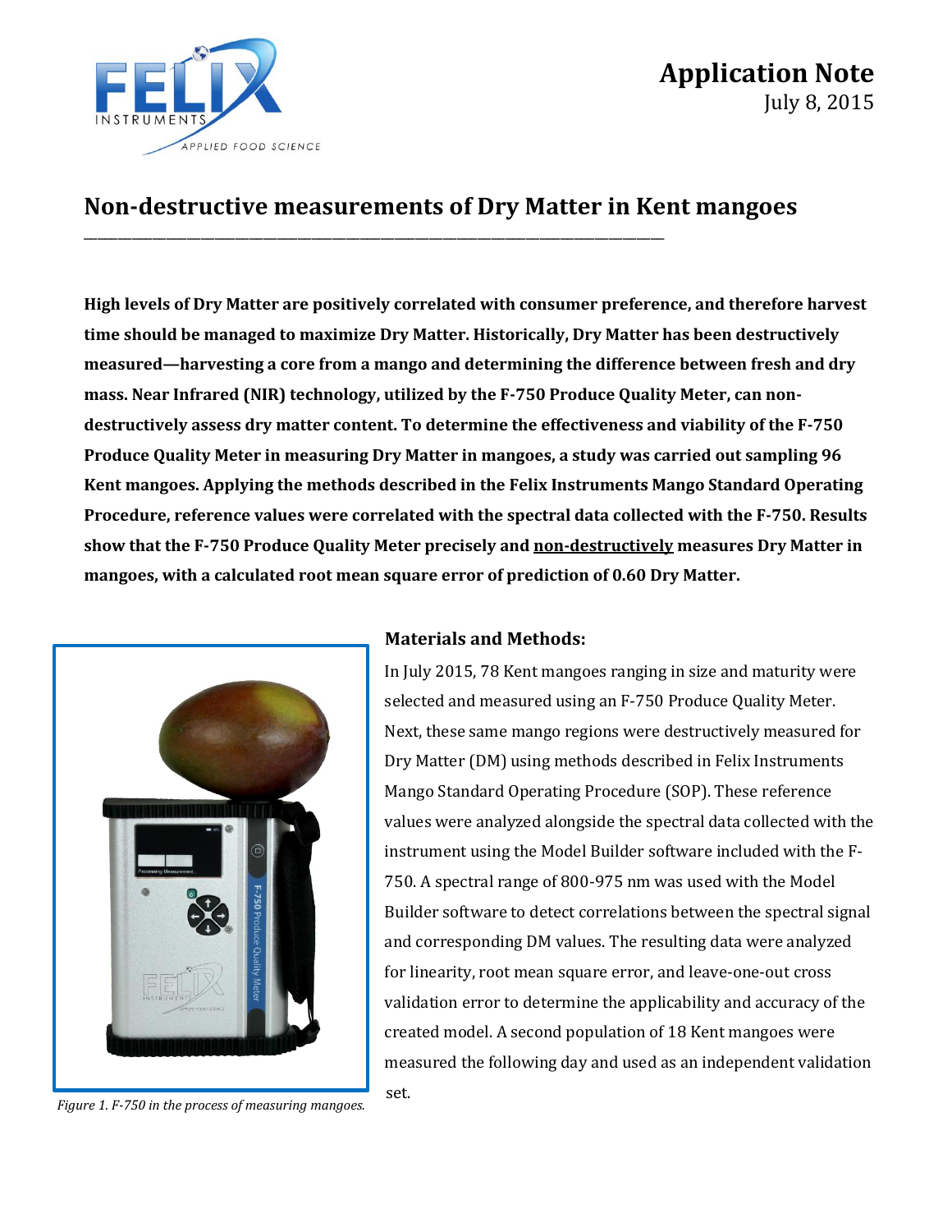Application Note
July 8, 2015

# Non-destructive measurements of Dry Matter in Kent mangoes

**High levels of Dry Matter are positively correlated with consumer preference, and therefore harvest time should be managed to maximize Dry Matter. Historically, Dry Matter has been destructively measured—harvesting a core from a mango and determining the difference between fresh and dry mass. Near Infrared (NIR) technology, utilized by the F-750 Produce Quality Meter, can non-destructively assess dry matter content. To determine the effectiveness and viability of the F-750 Produce Quality Meter in measuring Dry Matter in mangoes, a study was carried out sampling 96 Kent mangoes. Applying the methods described in the Felix Instruments Mango Standard Operating Procedure, reference values were correlated with the spectral data collected with the F-750. Results show that the F-750 Produce Quality Meter precisely and non-destructively measures Dry Matter in mangoes, with a calculated root mean square error of prediction of 0.60 Dry Matter.**

*Figure 1. F-750 in the process of measuring mangoes.*

## Materials and Methods:

In July 2015, 78 Kent mangoes ranging in size and maturity were selected and measured using an F-750 Produce Quality Meter. Next, these same mango regions were destructively measured for Dry Matter (DM) using methods described in Felix Instruments Mango Standard Operating Procedure (SOP). These reference values were analyzed alongside the spectral data collected with the instrument using the Model Builder software included with the F-750. A spectral range of 800-975 nm was used with the Model Builder software to detect correlations between the spectral signal and corresponding DM values. The resulting data were analyzed for linearity, root mean square error, and leave-one-out cross validation error to determine the applicability and accuracy of the created model. A second population of 18 Kent mangoes were measured the following day and used as an independent validation set.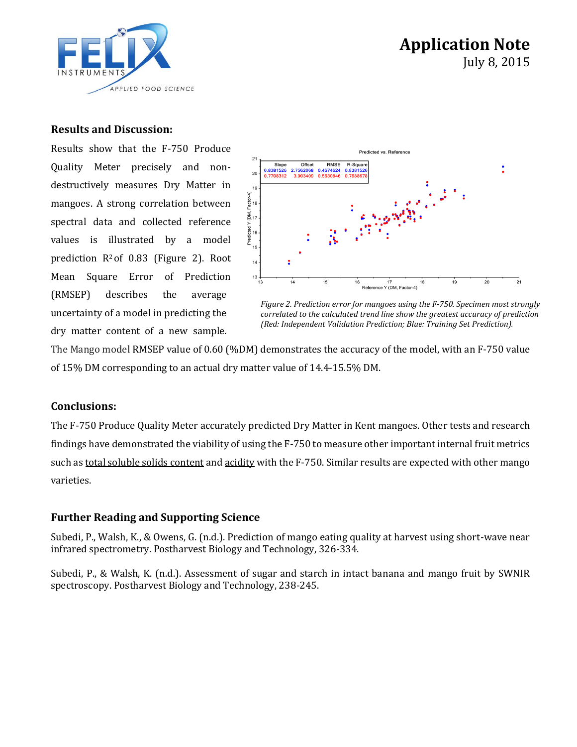## Results and Discussion:

Results show that the F-750 Produce Quality Meter precisely and non-destructively measures Dry Matter in mangoes. A strong correlation between spectral data and collected reference values is illustrated by a model prediction $R^2$ of 0.83 (Figure 2). Root Mean Square Error of Prediction (RMSEP) describes the average uncertainty of a model in predicting the dry matter content of a new sample. The Mango model RMSEP value of 0.60 (%DM) demonstrates the accuracy of the model, with an F-750 value of 15% DM corresponding to an actual dry matter value of 14.4-15.5% DM.

Predicted vs. Reference

Slope Offset RMSE R-Square
0.8381526 2.7562068 0.4674624 0.8381526
0.7708312 3.903409 0.5630846 0.7688678

Predicted Y (DM, Factor-4)

Reference Y (DM, Factor-4)

*Figure 2. Prediction error for mangoes using the F-750. Specimen most strongly correlated to the calculated trend line show the greatest accuracy of prediction (Red: Independent Validation Prediction; Blue: Training Set Prediction).*

## Conclusions:

The F-750 Produce Quality Meter accurately predicted Dry Matter in Kent mangoes. Other tests and research findings have demonstrated the viability of using the F-750 to measure other important internal fruit metrics such as total soluble solids content and acidity with the F-750. Similar results are expected with other mango varieties.

## Further Reading and Supporting Science

Subedi, P., Walsh, K., & Owens, G. (n.d.). Prediction of mango eating quality at harvest using short-wave near infrared spectrometry. Postharvest Biology and Technology, 326-334.

Subedi, P., & Walsh, K. (n.d.). Assessment of sugar and starch in intact banana and mango fruit by SWNIR spectroscopy. Postharvest Biology and Technology, 238-245.